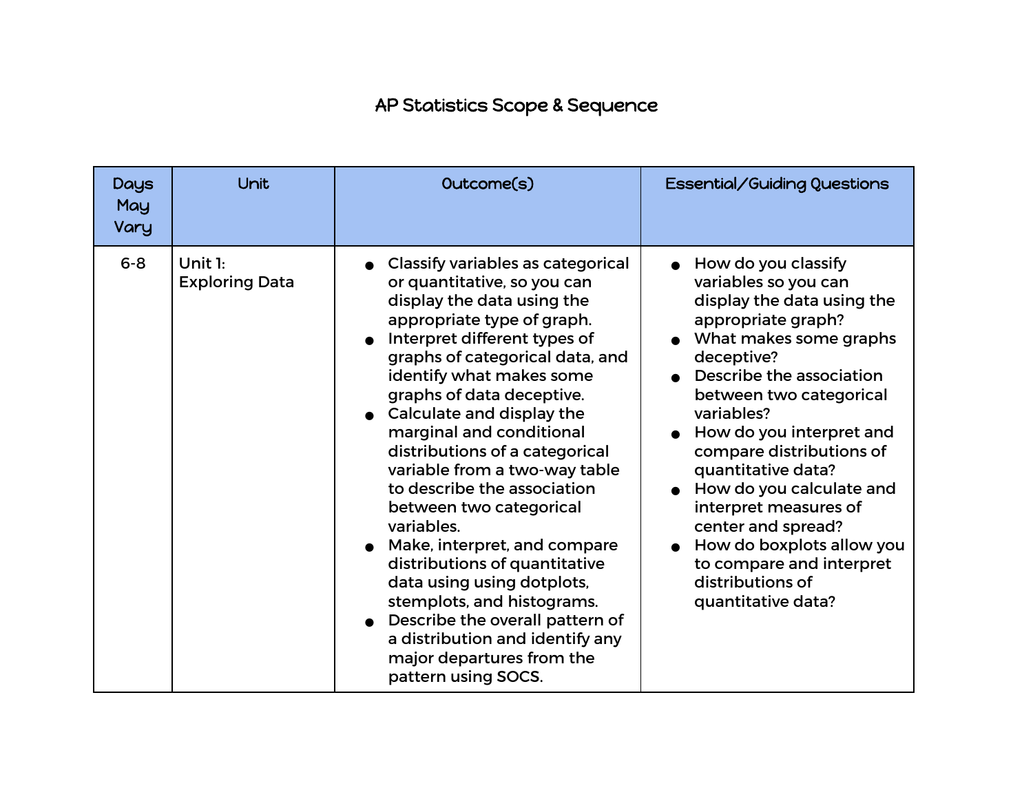# AP Statistics Scope & Sequence

| Days May Vary | Unit | Outcome(s) | Essential/Guiding Questions |
|---|---|---|---|
| 6-8 | Unit 1: Exploring Data | • Classify variables as categorical or quantitative, so you can display the data using the appropriate type of graph.<br>• Interpret different types of graphs of categorical data, and identify what makes some graphs of data deceptive.<br>• Calculate and display the marginal and conditional distributions of a categorical variable from a two-way table to describe the association between two categorical variables.<br>• Make, interpret, and compare distributions of quantitative data using using dotplots, stemplots, and histograms.<br>• Describe the overall pattern of a distribution and identify any major departures from the pattern using SOCS. | • How do you classify variables so you can display the data using the appropriate graph?<br>• What makes some graphs deceptive?<br>• Describe the association between two categorical variables?<br>• How do you interpret and compare distributions of quantitative data?<br>• How do you calculate and interpret measures of center and spread?<br>• How do boxplots allow you to compare and interpret distributions of quantitative data? |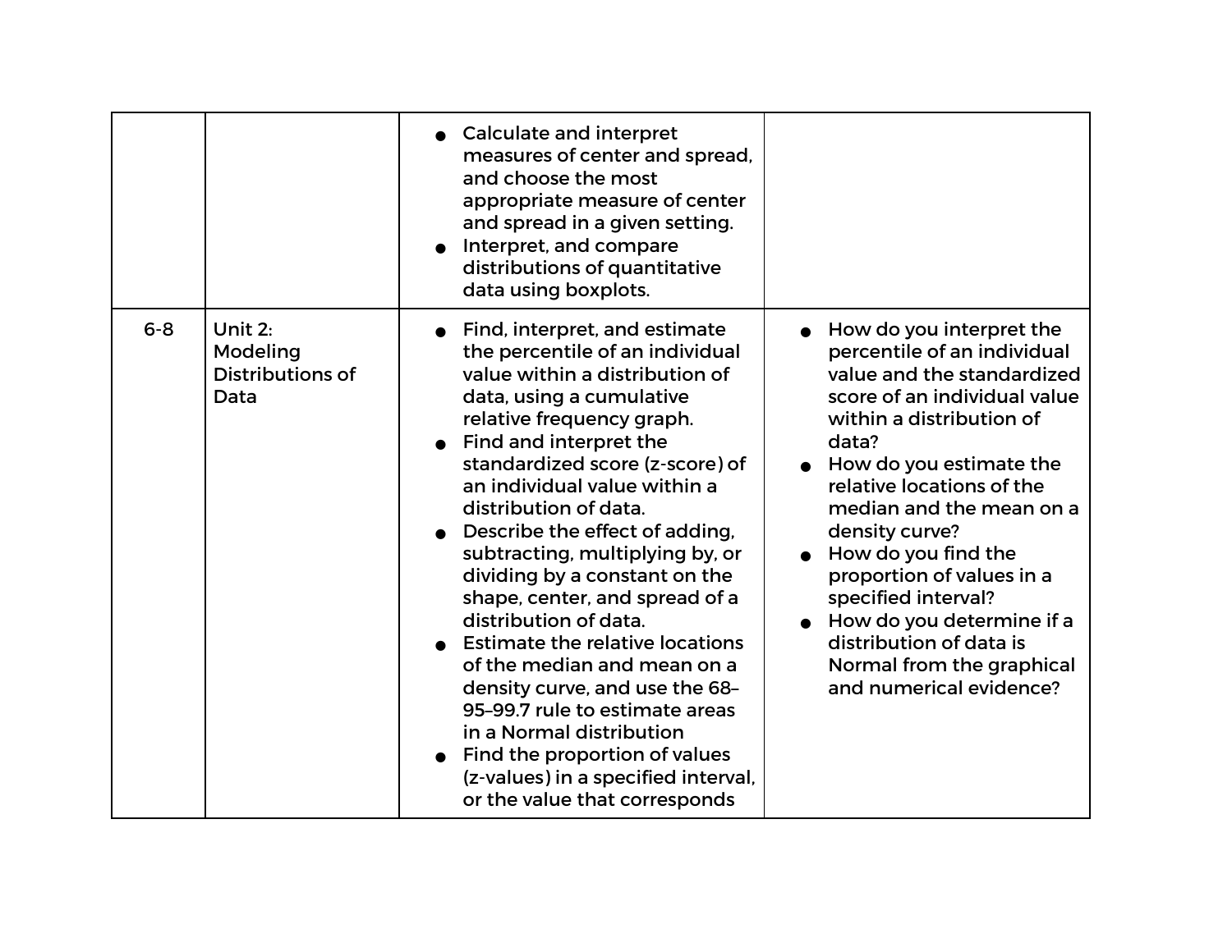| | | | |
|---|---|---|---|
| | | <ul><li>Calculate and interpret measures of center and spread, and choose the most appropriate measure of center and spread in a given setting.</li><li>Interpret, and compare distributions of quantitative data using boxplots.</li></ul> | |
| 6-8 | Unit 2: Modeling Distributions of Data | <ul><li>Find, interpret, and estimate the percentile of an individual value within a distribution of data, using a cumulative relative frequency graph.</li><li>Find and interpret the standardized score (z-score) of an individual value within a distribution of data.</li><li>Describe the effect of adding, subtracting, multiplying by, or dividing by a constant on the shape, center, and spread of a distribution of data.</li><li>Estimate the relative locations of the median and mean on a density curve, and use the 68–95–99.7 rule to estimate areas in a Normal distribution</li><li>Find the proportion of values (z-values) in a specified interval, or the value that corresponds</li></ul> | <ul><li>How do you interpret the percentile of an individual value and the standardized score of an individual value within a distribution of data?</li><li>How do you estimate the relative locations of the median and the mean on a density curve?</li><li>How do you find the proportion of values in a specified interval?</li><li>How do you determine if a distribution of data is Normal from the graphical and numerical evidence?</li></ul> |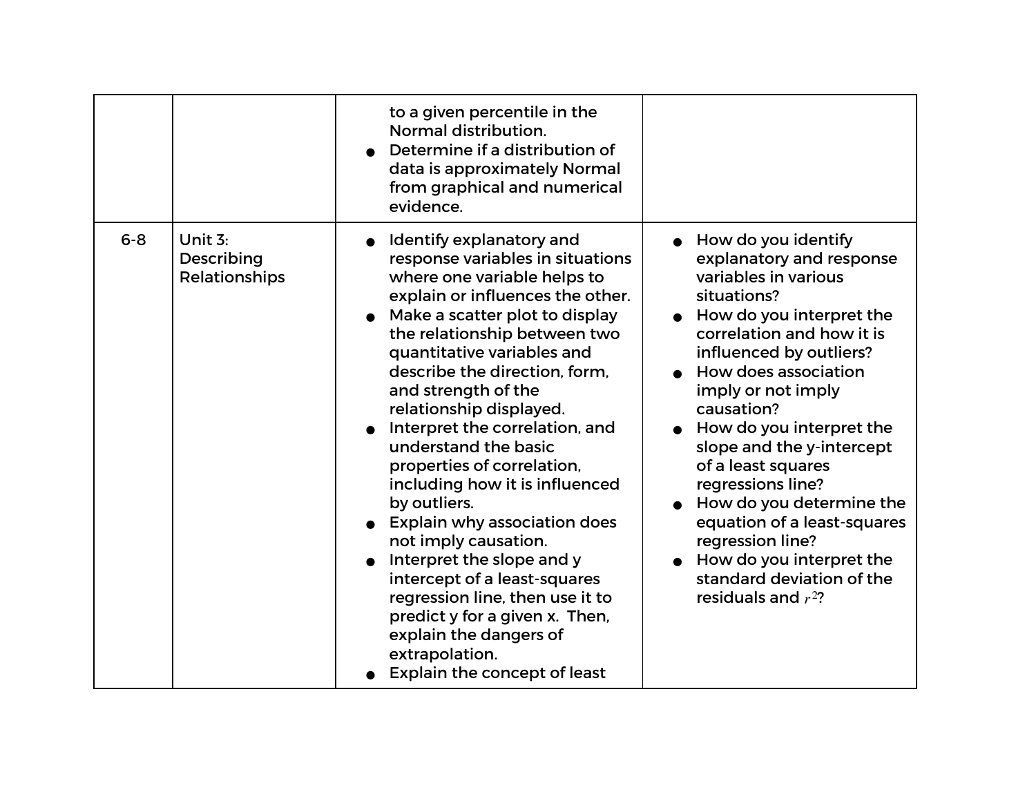| | | | |
|---|---|---|---|
| | | to a given percentile in the Normal distribution.<br>● Determine if a distribution of data is approximately Normal from graphical and numerical evidence. | |
| 6-8 | Unit 3: Describing Relationships | ● Identify explanatory and response variables in situations where one variable helps to explain or influences the other.<br>● Make a scatter plot to display the relationship between two quantitative variables and describe the direction, form, and strength of the relationship displayed.<br>● Interpret the correlation, and understand the basic properties of correlation, including how it is influenced by outliers.<br>● Explain why association does not imply causation.<br>● Interpret the slope and y intercept of a least-squares regression line, then use it to predict y for a given x. Then, explain the dangers of extrapolation.<br>● Explain the concept of least | ● How do you identify explanatory and response variables in various situations?<br>● How do you interpret the correlation and how it is influenced by outliers?<br>● How does association imply or not imply causation?<br>● How do you interpret the slope and the y-intercept of a least squares regressions line?<br>● How do you determine the equation of a least-squares regression line?<br>● How do you interpret the standard deviation of the residuals and $r^2$? |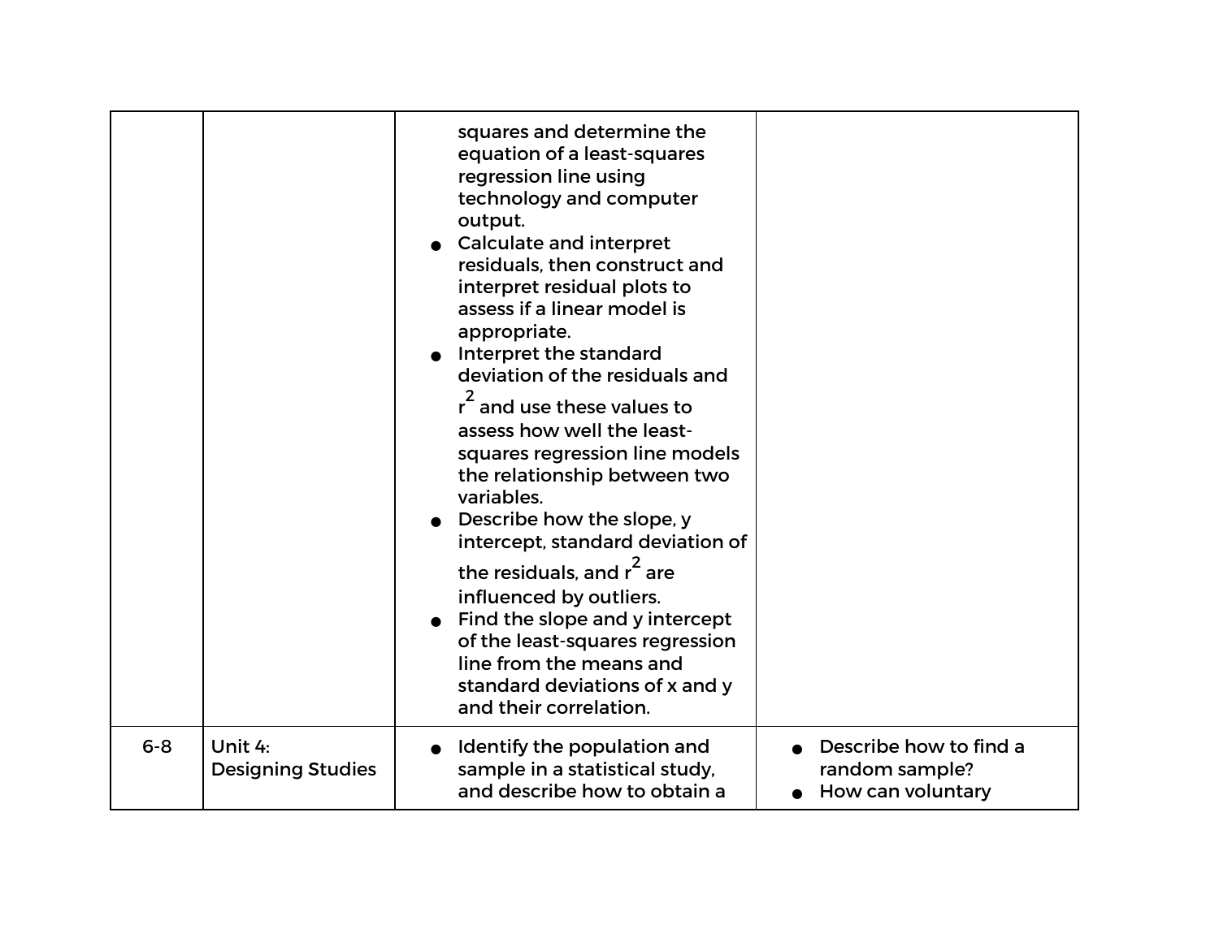| | | | |
|---|---|---|---|
| | | squares and determine the equation of a least-squares regression line using technology and computer output.<br>● Calculate and interpret residuals, then construct and interpret residual plots to assess if a linear model is appropriate.<br>● Interpret the standard deviation of the residuals and $r^2$ and use these values to assess how well the least-squares regression line models the relationship between two variables.<br>● Describe how the slope, y intercept, standard deviation of the residuals, and $r^2$ are influenced by outliers.<br>● Find the slope and y intercept of the least-squares regression line from the means and standard deviations of x and y and their correlation. | |
| 6-8 | Unit 4:<br>Designing Studies | ● Identify the population and sample in a statistical study, and describe how to obtain a | ● Describe how to find a random sample?<br>● How can voluntary |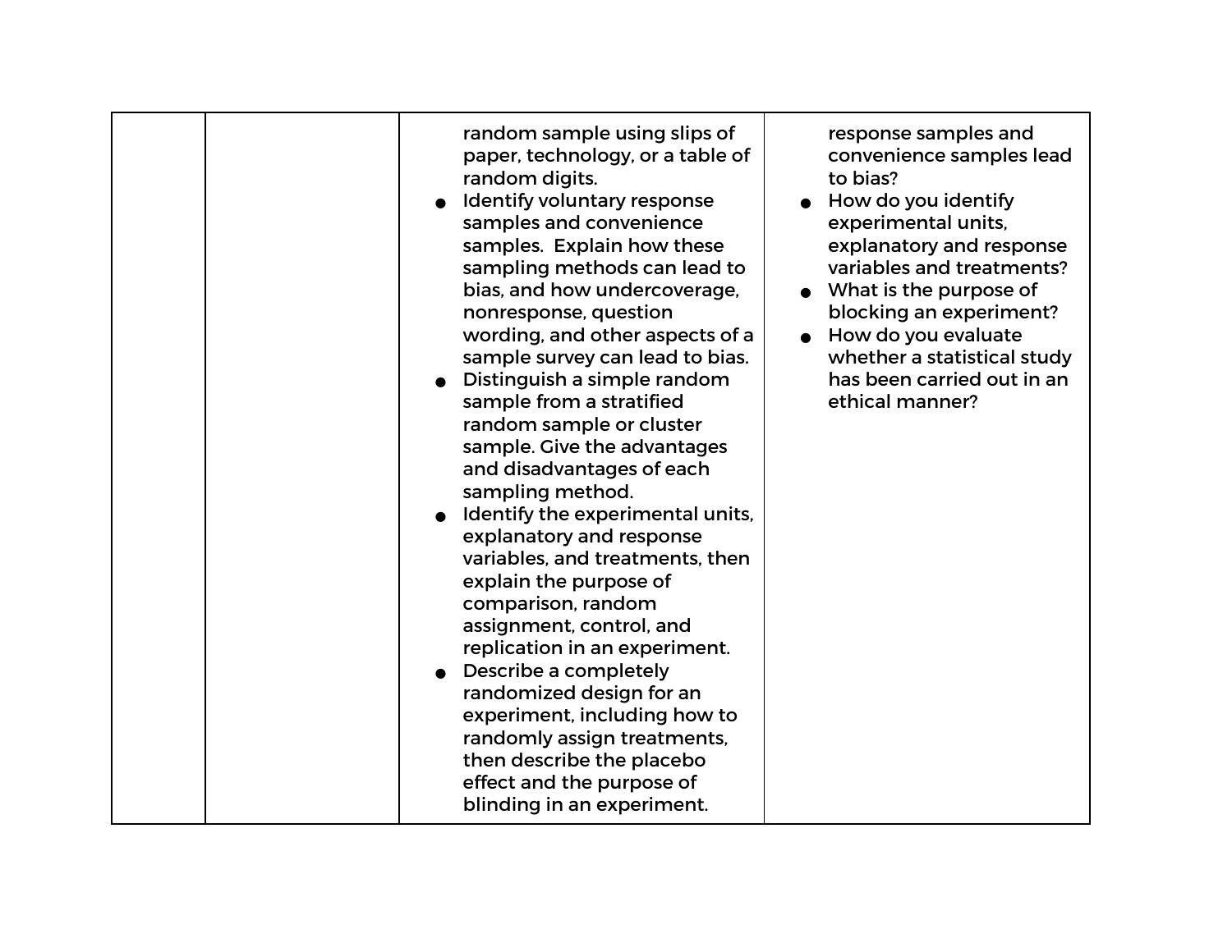| | | | |
|---|---|---|---|
| | | random sample using slips of paper, technology, or a table of random digits.<br>• Identify voluntary response samples and convenience samples.  Explain how these sampling methods can lead to bias, and how undercoverage, nonresponse, question wording, and other aspects of a sample survey can lead to bias.<br>• Distinguish a simple random sample from a stratified random sample or cluster sample. Give the advantages and disadvantages of each sampling method.<br>• Identify the experimental units, explanatory and response variables, and treatments, then explain the purpose of comparison, random assignment, control, and replication in an experiment.<br>• Describe a completely randomized design for an experiment, including how to randomly assign treatments, then describe the placebo effect and the purpose of blinding in an experiment. | response samples and convenience samples lead to bias?<br>• How do you identify experimental units, explanatory and response variables and treatments?<br>• What is the purpose of blocking an experiment?<br>• How do you evaluate whether a statistical study has been carried out in an ethical manner? |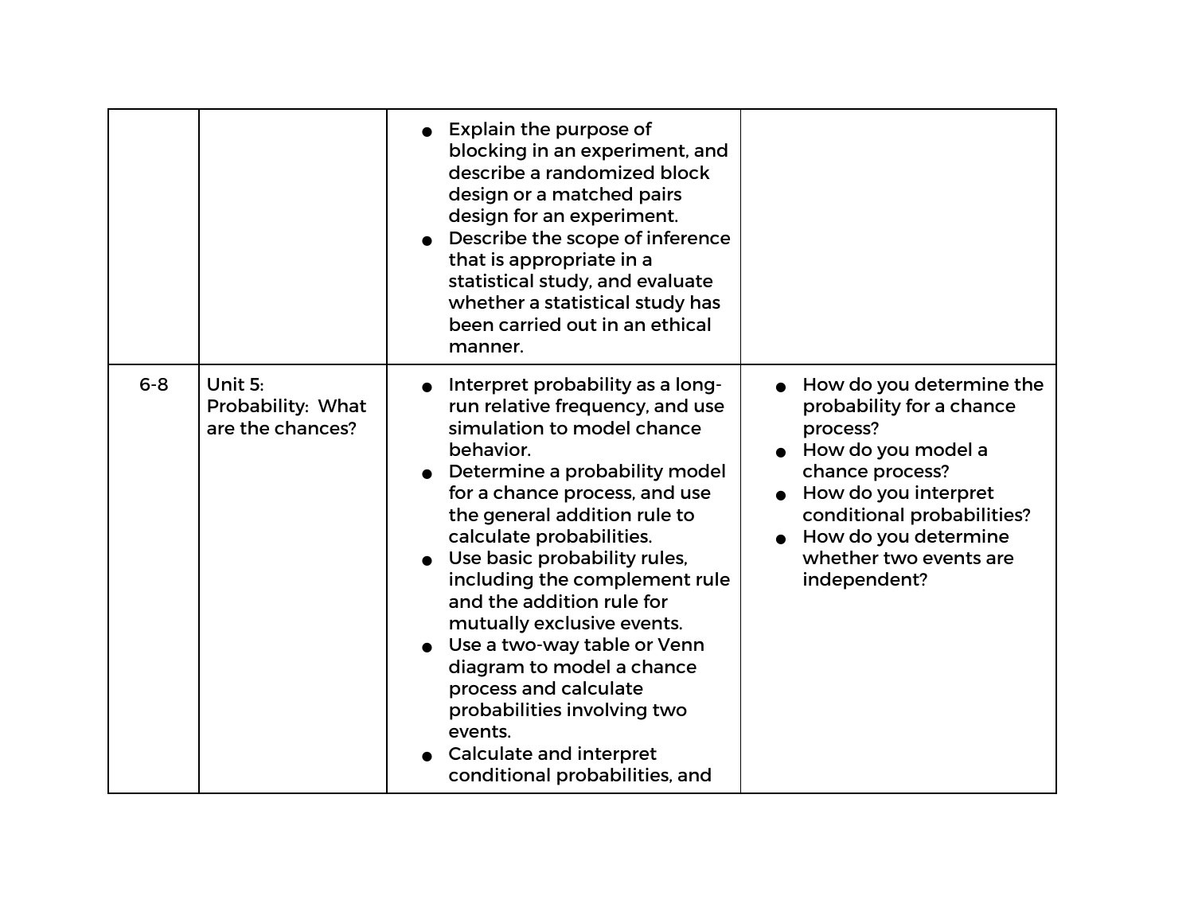| | | | |
|---|---|---|---|
| | | • Explain the purpose of blocking in an experiment, and describe a randomized block design or a matched pairs design for an experiment.<br>• Describe the scope of inference that is appropriate in a statistical study, and evaluate whether a statistical study has been carried out in an ethical manner. | |
| 6-8 | Unit 5: Probability: What are the chances? | • Interpret probability as a long-run relative frequency, and use simulation to model chance behavior.<br>• Determine a probability model for a chance process, and use the general addition rule to calculate probabilities.<br>• Use basic probability rules, including the complement rule and the addition rule for mutually exclusive events.<br>• Use a two-way table or Venn diagram to model a chance process and calculate probabilities involving two events.<br>• Calculate and interpret conditional probabilities, and | • How do you determine the probability for a chance process?<br>• How do you model a chance process?<br>• How do you interpret conditional probabilities?<br>• How do you determine whether two events are independent? |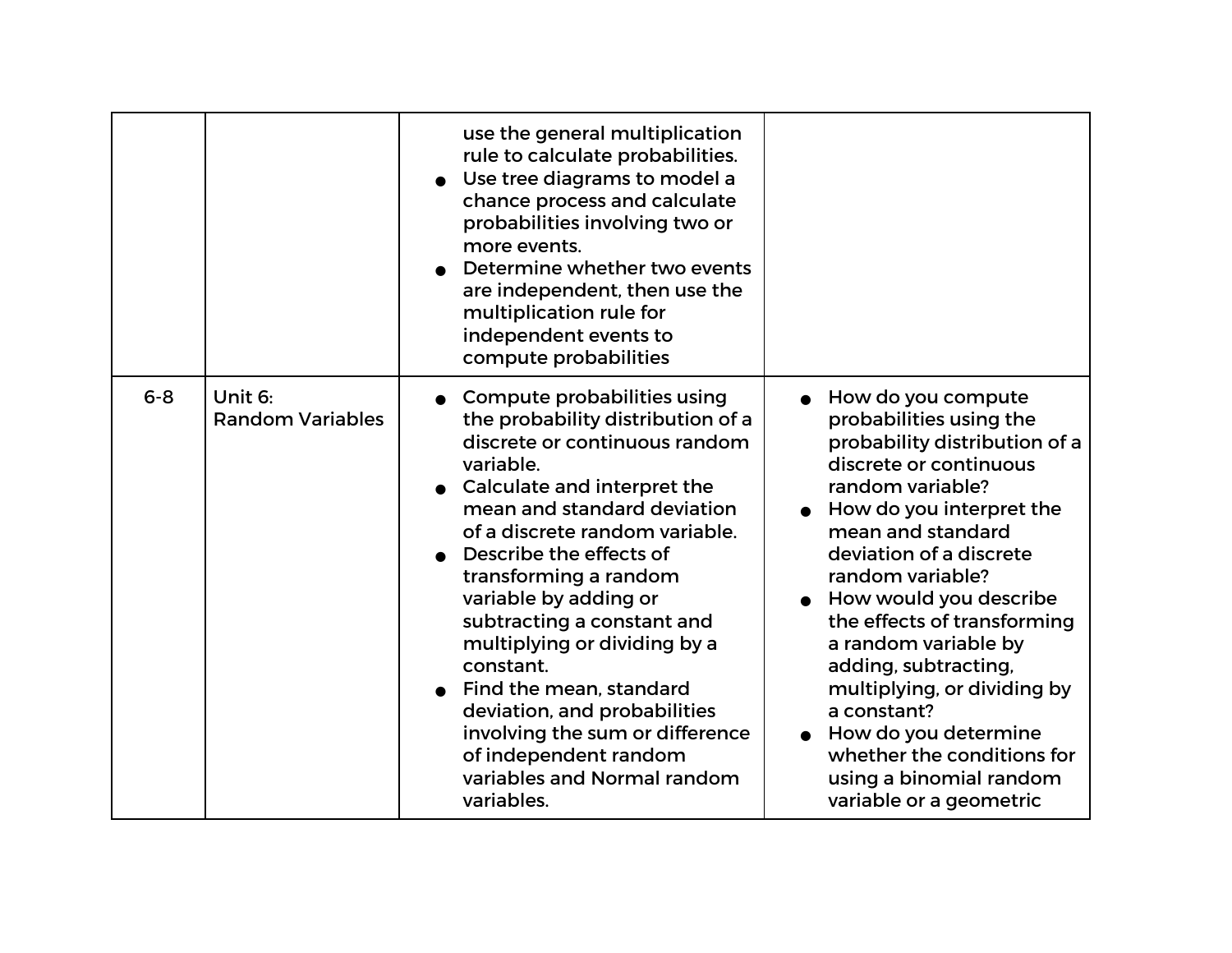| | | | |
|---|---|---|---|
| | | use the general multiplication rule to calculate probabilities.<br>● Use tree diagrams to model a chance process and calculate probabilities involving two or more events.<br>● Determine whether two events are independent, then use the multiplication rule for independent events to compute probabilities | |
| 6-8 | Unit 6:<br>Random Variables | ● Compute probabilities using the probability distribution of a discrete or continuous random variable.<br>● Calculate and interpret the mean and standard deviation of a discrete random variable.<br>● Describe the effects of transforming a random variable by adding or subtracting a constant and multiplying or dividing by a constant.<br>● Find the mean, standard deviation, and probabilities involving the sum or difference of independent random variables and Normal random variables. | ● How do you compute probabilities using the probability distribution of a discrete or continuous random variable?<br>● How do you interpret the mean and standard deviation of a discrete random variable?<br>● How would you describe the effects of transforming a random variable by adding, subtracting, multiplying, or dividing by a constant?<br>● How do you determine whether the conditions for using a binomial random variable or a geometric |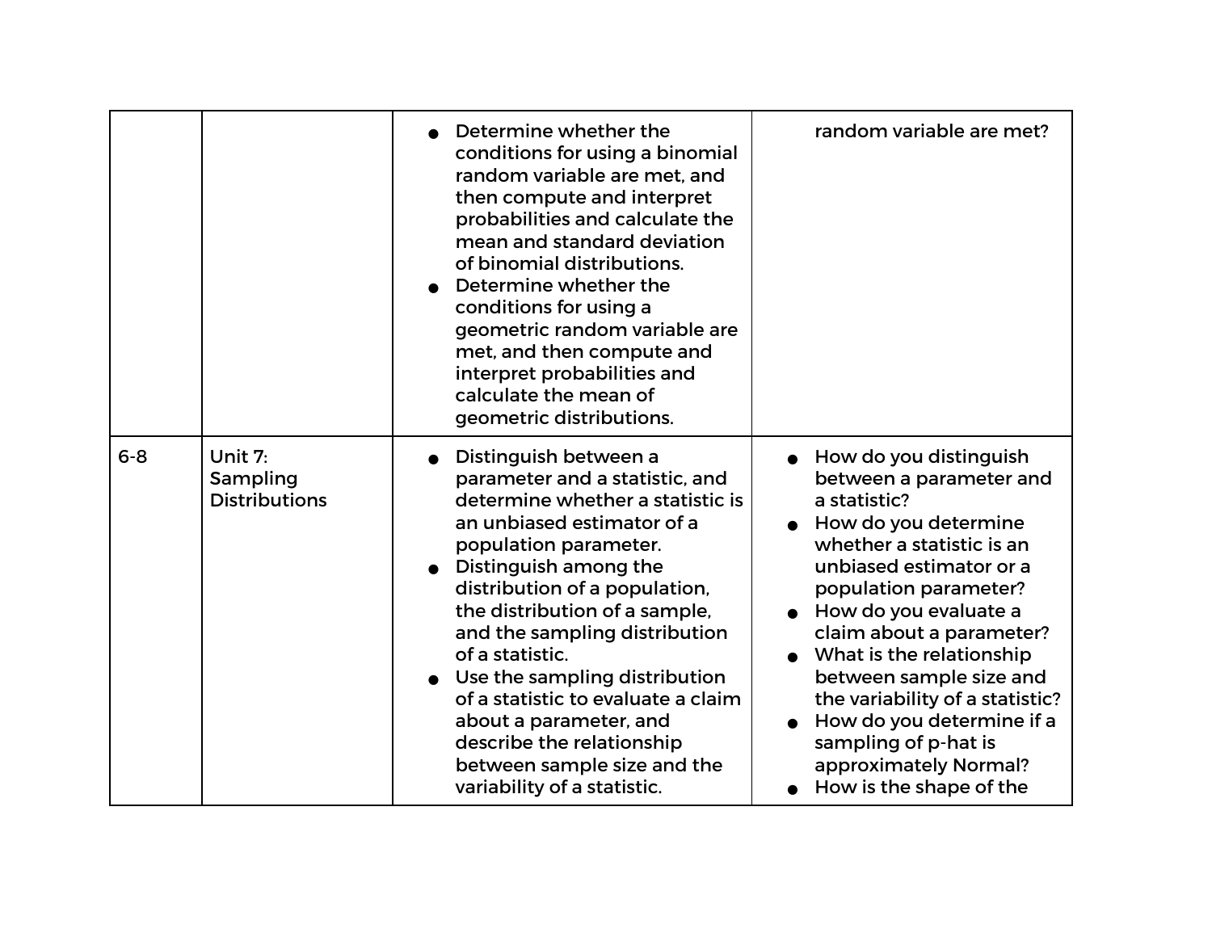| | | | |
|---|---|---|---|
| | | <ul><li>Determine whether the conditions for using a binomial random variable are met, and then compute and interpret probabilities and calculate the mean and standard deviation of binomial distributions.</li><li>Determine whether the conditions for using a geometric random variable are met, and then compute and interpret probabilities and calculate the mean of geometric distributions.</li></ul> | random variable are met? |
| 6-8 | Unit 7: Sampling Distributions | <ul><li>Distinguish between a parameter and a statistic, and determine whether a statistic is an unbiased estimator of a population parameter.</li><li>Distinguish among the distribution of a population, the distribution of a sample, and the sampling distribution of a statistic.</li><li>Use the sampling distribution of a statistic to evaluate a claim about a parameter, and describe the relationship between sample size and the variability of a statistic.</li></ul> | <ul><li>How do you distinguish between a parameter and a statistic?</li><li>How do you determine whether a statistic is an unbiased estimator or a population parameter?</li><li>How do you evaluate a claim about a parameter?</li><li>What is the relationship between sample size and the variability of a statistic?</li><li>How do you determine if a sampling of p-hat is approximately Normal?</li><li>How is the shape of the</li></ul> |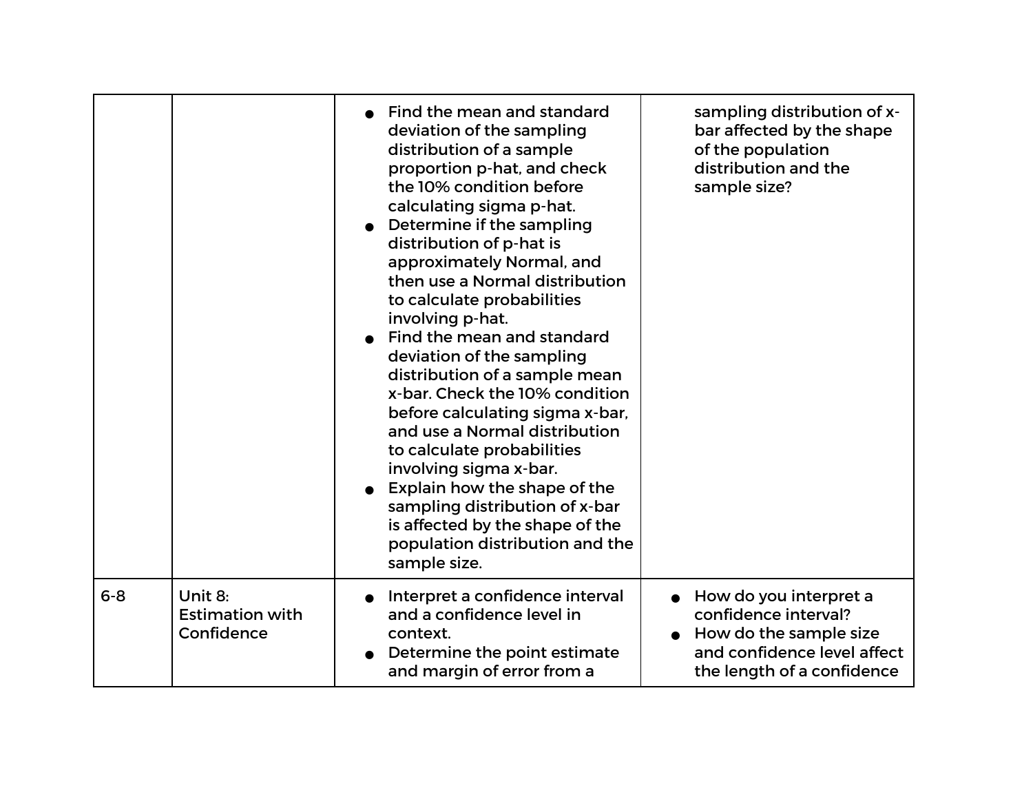| | | | |
|---|---|---|---|
| | | • Find the mean and standard deviation of the sampling distribution of a sample proportion p-hat, and check the 10% condition before calculating sigma p-hat.<br>• Determine if the sampling distribution of p-hat is approximately Normal, and then use a Normal distribution to calculate probabilities involving p-hat.<br>• Find the mean and standard deviation of the sampling distribution of a sample mean x-bar. Check the 10% condition before calculating sigma x-bar, and use a Normal distribution to calculate probabilities involving sigma x-bar.<br>• Explain how the shape of the sampling distribution of x-bar is affected by the shape of the population distribution and the sample size. | sampling distribution of x-bar affected by the shape of the population distribution and the sample size? |
| 6-8 | Unit 8: Estimation with Confidence | • Interpret a confidence interval and a confidence level in context.<br>• Determine the point estimate and margin of error from a | • How do you interpret a confidence interval?<br>• How do the sample size and confidence level affect the length of a confidence |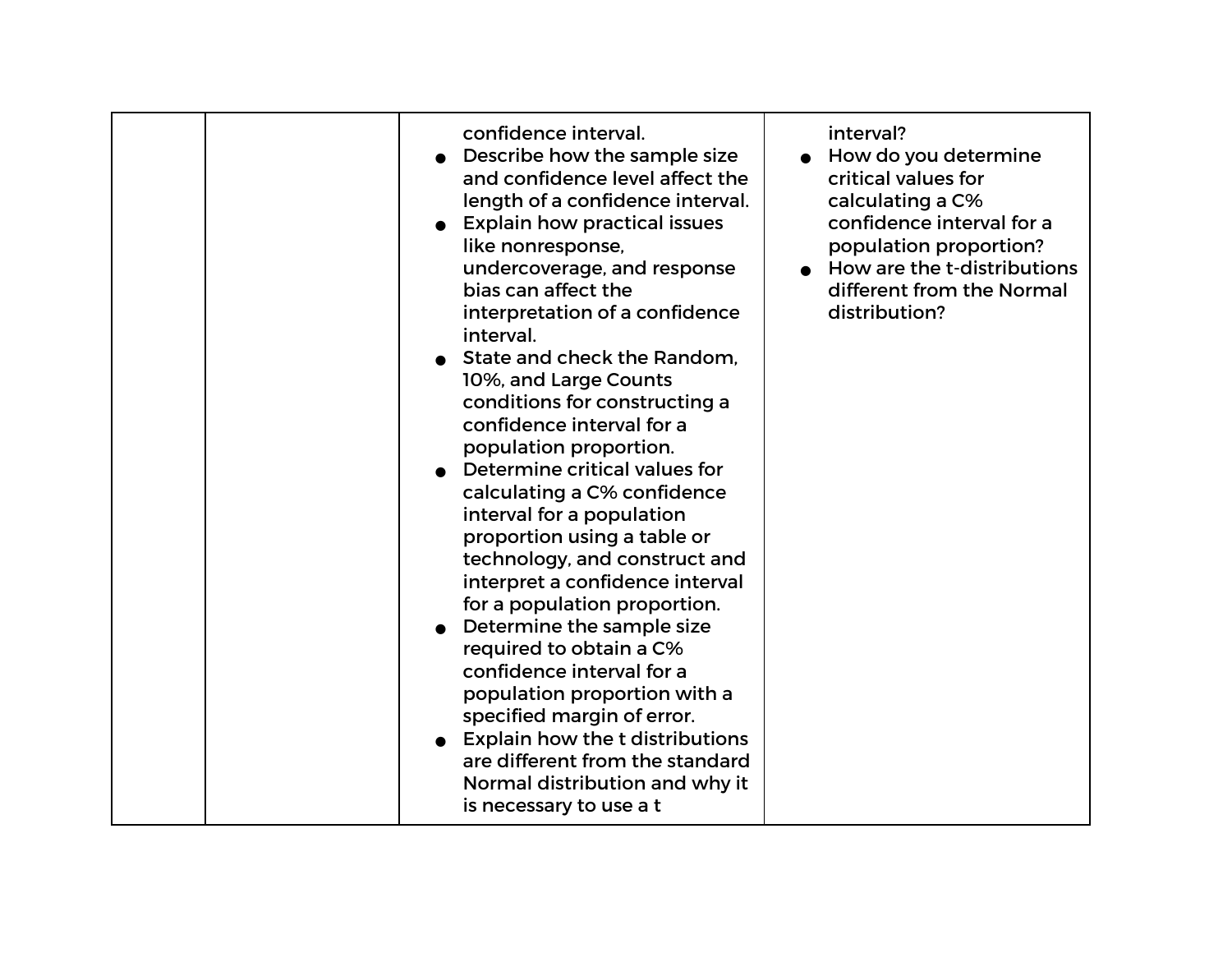| | | | |
|---|---|---|---|
| | | confidence interval.<br>● Describe how the sample size and confidence level affect the length of a confidence interval.<br>● Explain how practical issues like nonresponse, undercoverage, and response bias can affect the interpretation of a confidence interval.<br>● State and check the Random, 10%, and Large Counts conditions for constructing a confidence interval for a population proportion.<br>● Determine critical values for calculating a C% confidence interval for a population proportion using a table or technology, and construct and interpret a confidence interval for a population proportion.<br>● Determine the sample size required to obtain a C% confidence interval for a population proportion with a specified margin of error.<br>● Explain how the t distributions are different from the standard Normal distribution and why it is necessary to use a t | interval?<br>● How do you determine critical values for calculating a C% confidence interval for a population proportion?<br>● How are the t-distributions different from the Normal distribution? |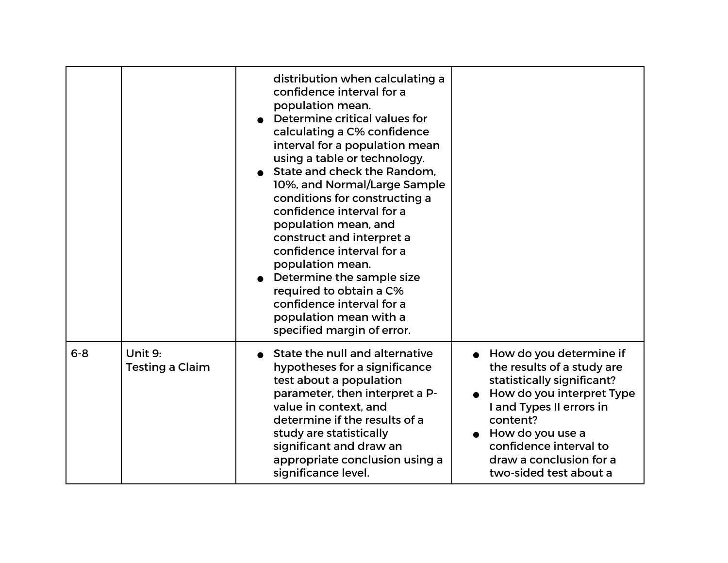| | | | |
|---|---|---|---|
| | | distribution when calculating a confidence interval for a population mean.<br>● Determine critical values for calculating a C% confidence interval for a population mean using a table or technology.<br>● State and check the Random, 10%, and Normal/Large Sample conditions for constructing a confidence interval for a population mean, and construct and interpret a confidence interval for a population mean.<br>● Determine the sample size required to obtain a C% confidence interval for a population mean with a specified margin of error. | |
| 6-8 | Unit 9:<br>Testing a Claim | ● State the null and alternative hypotheses for a significance test about a population parameter, then interpret a P-value in context, and determine if the results of a study are statistically significant and draw an appropriate conclusion using a significance level. | ● How do you determine if the results of a study are statistically significant?<br>● How do you interpret Type I and Types II errors in content?<br>● How do you use a confidence interval to draw a conclusion for a two-sided test about a |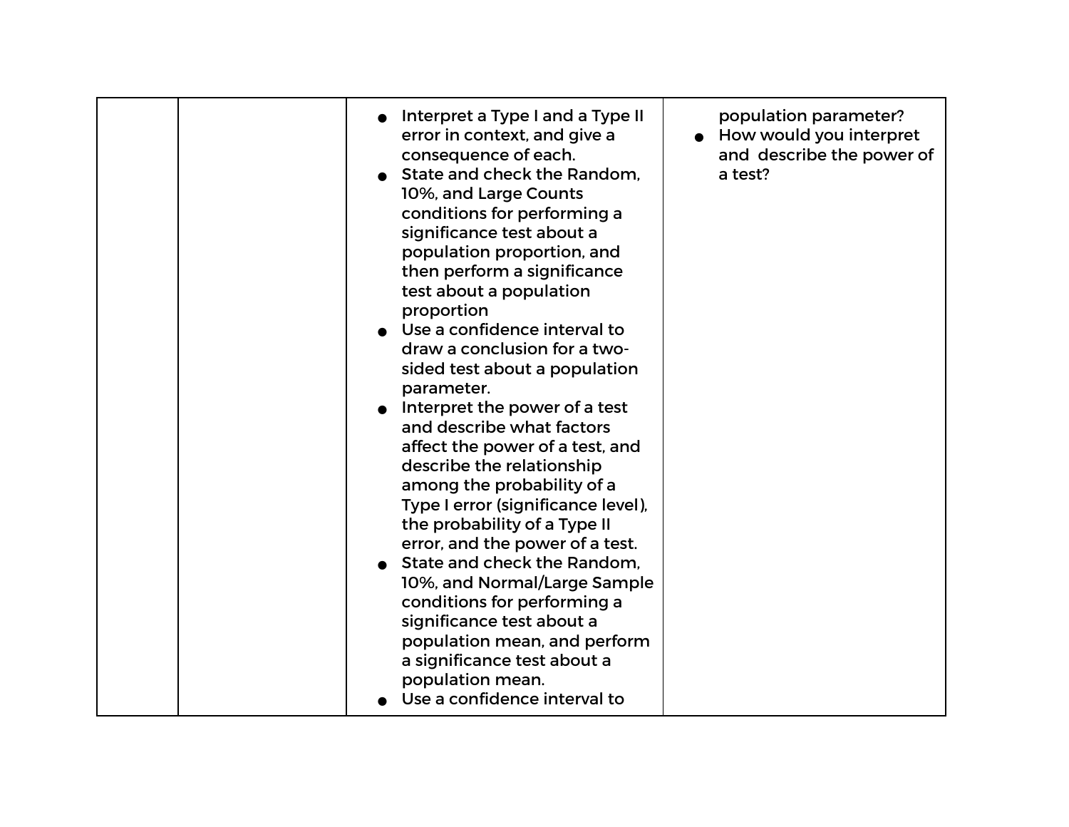| | | | |
|---|---|---|---|
| | | <ul><li>Interpret a Type I and a Type II error in context, and give a consequence of each.</li><li>State and check the Random, 10%, and Large Counts conditions for performing a significance test about a population proportion, and then perform a significance test about a population proportion</li><li>Use a confidence interval to draw a conclusion for a two-sided test about a population parameter.</li><li>Interpret the power of a test and describe what factors affect the power of a test, and describe the relationship among the probability of a Type I error (significance level), the probability of a Type II error, and the power of a test.</li><li>State and check the Random, 10%, and Normal/Large Sample conditions for performing a significance test about a population mean, and perform a significance test about a population mean.</li><li>Use a confidence interval to</li></ul> | population parameter?<ul><li>How would you interpret and describe the power of a test?</li></ul> |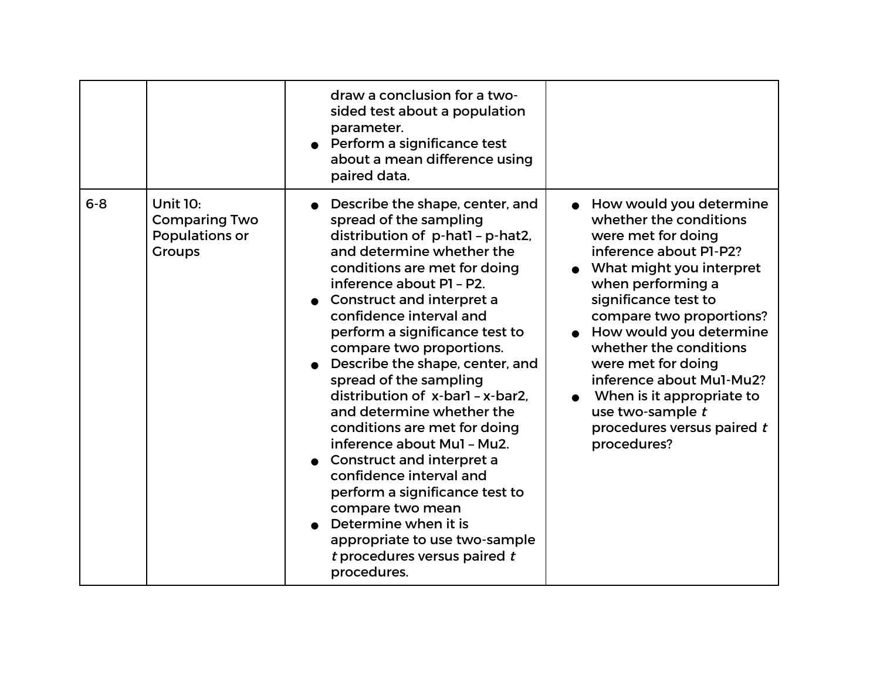| | | | |
|---|---|---|---|
| | | draw a conclusion for a two-sided test about a population parameter.<br>● Perform a significance test about a mean difference using paired data. | |
| 6-8 | Unit 10: Comparing Two Populations or Groups | ● Describe the shape, center, and spread of the sampling distribution of p-hat1 – p-hat2, and determine whether the conditions are met for doing inference about P1 – P2.<br>● Construct and interpret a confidence interval and perform a significance test to compare two proportions.<br>● Describe the shape, center, and spread of the sampling distribution of x-bar1 – x-bar2, and determine whether the conditions are met for doing inference about Mu1 – Mu2.<br>● Construct and interpret a confidence interval and perform a significance test to compare two mean<br>● Determine when it is appropriate to use two-sample *t* procedures versus paired *t* procedures. | ● How would you determine whether the conditions were met for doing inference about P1-P2?<br>● What might you interpret when performing a significance test to compare two proportions?<br>● How would you determine whether the conditions were met for doing inference about Mu1-Mu2?<br>● When is it appropriate to use two-sample *t* procedures versus paired *t* procedures? |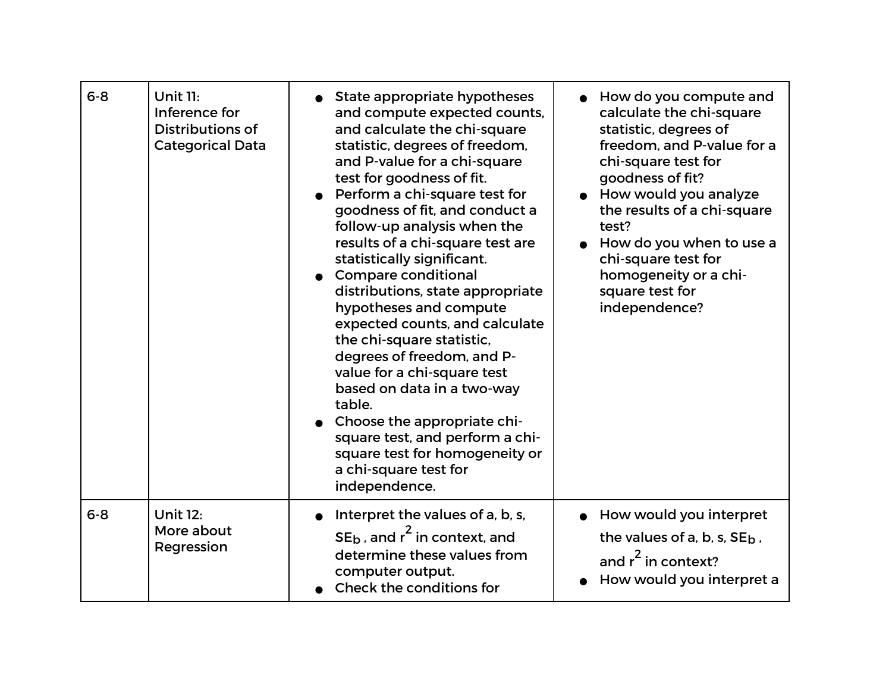| | | | |
|---|---|---|---|
| 6-8 | Unit 11: Inference for Distributions of Categorical Data | • State appropriate hypotheses and compute expected counts, and calculate the chi-square statistic, degrees of freedom, and P-value for a chi-square test for goodness of fit.<br>• Perform a chi-square test for goodness of fit, and conduct a follow-up analysis when the results of a chi-square test are statistically significant.<br>• Compare conditional distributions, state appropriate hypotheses and compute expected counts, and calculate the chi-square statistic, degrees of freedom, and P-value for a chi-square test based on data in a two-way table.<br>• Choose the appropriate chi-square test, and perform a chi-square test for homogeneity or a chi-square test for independence. | • How do you compute and calculate the chi-square statistic, degrees of freedom, and P-value for a chi-square test for goodness of fit?<br>• How would you analyze the results of a chi-square test?<br>• How do you when to use a chi-square test for homogeneity or a chi-square test for independence? |
| 6-8 | Unit 12: More about Regression | • Interpret the values of a, b, s, $SE_b$ , and $r^2$ in context, and determine these values from computer output.<br>• Check the conditions for | • How would you interpret the values of a, b, s, $SE_b$ , and $r^2$ in context?<br>• How would you interpret a |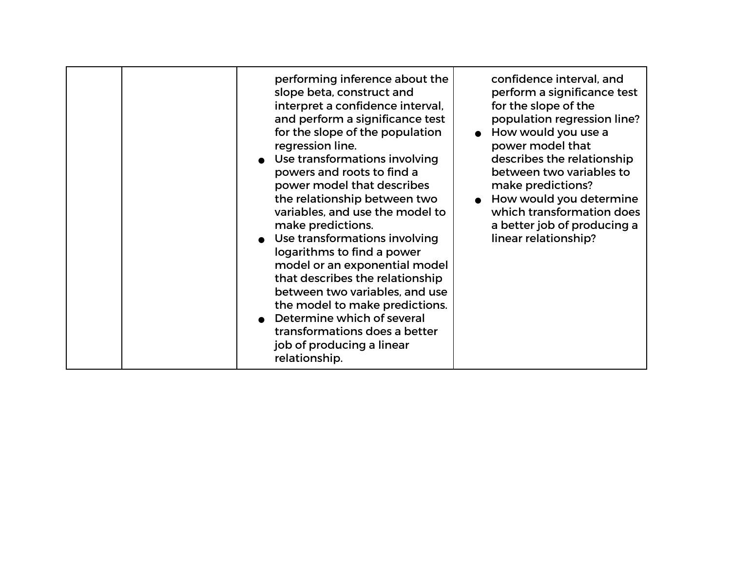| | | | |
|---|---|---|---|
| | | performing inference about the slope beta, construct and interpret a confidence interval, and perform a significance test for the slope of the population regression line.<br>● Use transformations involving powers and roots to find a power model that describes the relationship between two variables, and use the model to make predictions.<br>● Use transformations involving logarithms to find a power model or an exponential model that describes the relationship between two variables, and use the model to make predictions.<br>● Determine which of several transformations does a better job of producing a linear relationship. | confidence interval, and perform a significance test for the slope of the population regression line?<br>● How would you use a power model that describes the relationship between two variables to make predictions?<br>● How would you determine which transformation does a better job of producing a linear relationship? |